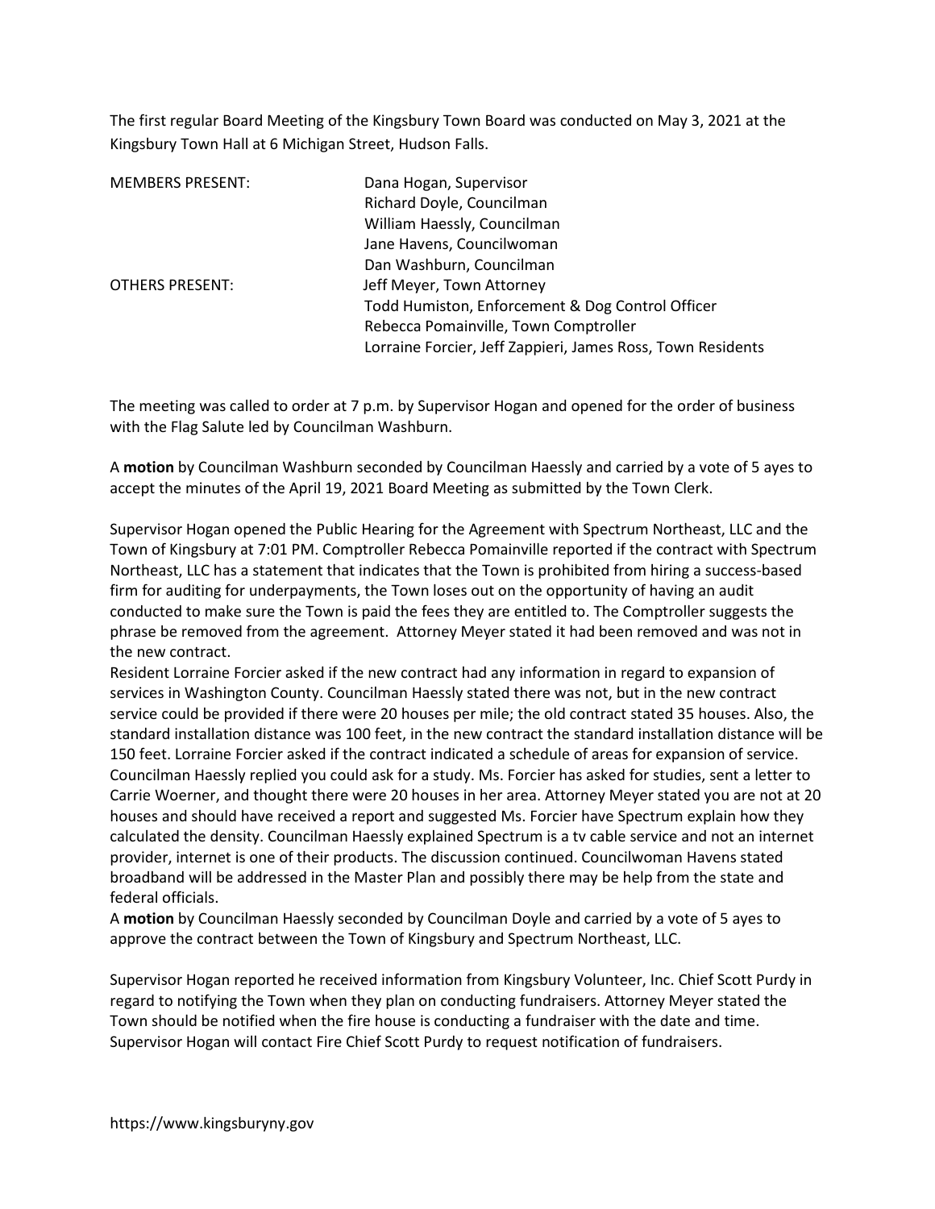The first regular Board Meeting of the Kingsbury Town Board was conducted on May 3, 2021 at the Kingsbury Town Hall at 6 Michigan Street, Hudson Falls.

| | |
|---|---|
| MEMBERS PRESENT: | Dana Hogan, Supervisor |
| | Richard Doyle, Councilman |
| | William Haessly, Councilman |
| | Jane Havens, Councilwoman |
| | Dan Washburn, Councilman |
| OTHERS PRESENT: | Jeff Meyer, Town Attorney |
| | Todd Humiston, Enforcement & Dog Control Officer |
| | Rebecca Pomainville, Town Comptroller |
| | Lorraine Forcier, Jeff Zappieri, James Ross, Town Residents |

The meeting was called to order at 7 p.m. by Supervisor Hogan and opened for the order of business with the Flag Salute led by Councilman Washburn.

A **motion** by Councilman Washburn seconded by Councilman Haessly and carried by a vote of 5 ayes to accept the minutes of the April 19, 2021 Board Meeting as submitted by the Town Clerk.

Supervisor Hogan opened the Public Hearing for the Agreement with Spectrum Northeast, LLC and the Town of Kingsbury at 7:01 PM. Comptroller Rebecca Pomainville reported if the contract with Spectrum Northeast, LLC has a statement that indicates that the Town is prohibited from hiring a success-based firm for auditing for underpayments, the Town loses out on the opportunity of having an audit conducted to make sure the Town is paid the fees they are entitled to. The Comptroller suggests the phrase be removed from the agreement. Attorney Meyer stated it had been removed and was not in the new contract.

Resident Lorraine Forcier asked if the new contract had any information in regard to expansion of services in Washington County. Councilman Haessly stated there was not, but in the new contract service could be provided if there were 20 houses per mile; the old contract stated 35 houses. Also, the standard installation distance was 100 feet, in the new contract the standard installation distance will be 150 feet. Lorraine Forcier asked if the contract indicated a schedule of areas for expansion of service. Councilman Haessly replied you could ask for a study. Ms. Forcier has asked for studies, sent a letter to Carrie Woerner, and thought there were 20 houses in her area. Attorney Meyer stated you are not at 20 houses and should have received a report and suggested Ms. Forcier have Spectrum explain how they calculated the density. Councilman Haessly explained Spectrum is a tv cable service and not an internet provider, internet is one of their products. The discussion continued. Councilwoman Havens stated broadband will be addressed in the Master Plan and possibly there may be help from the state and federal officials.

A **motion** by Councilman Haessly seconded by Councilman Doyle and carried by a vote of 5 ayes to approve the contract between the Town of Kingsbury and Spectrum Northeast, LLC.

Supervisor Hogan reported he received information from Kingsbury Volunteer, Inc. Chief Scott Purdy in regard to notifying the Town when they plan on conducting fundraisers. Attorney Meyer stated the Town should be notified when the fire house is conducting a fundraiser with the date and time. Supervisor Hogan will contact Fire Chief Scott Purdy to request notification of fundraisers.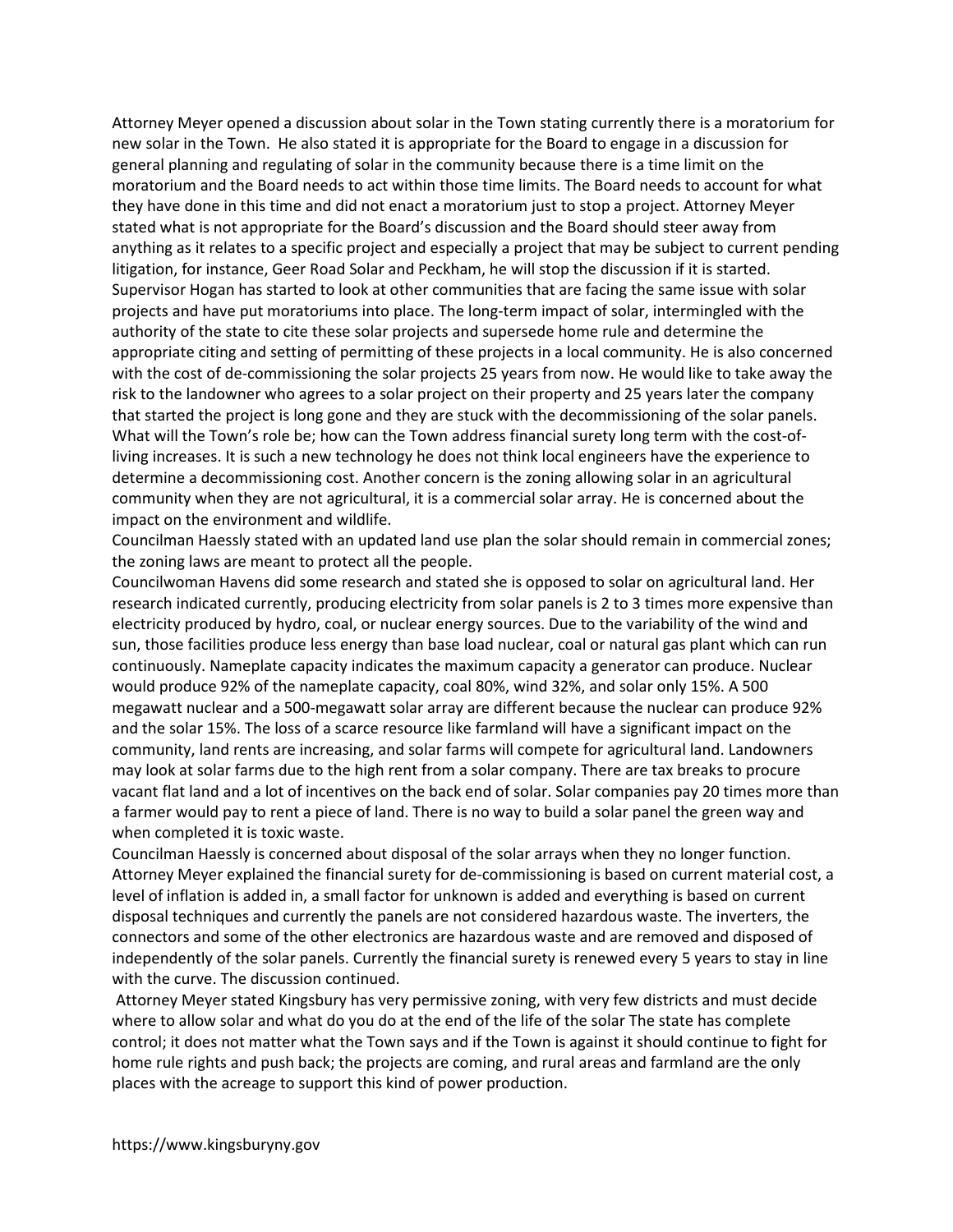Attorney Meyer opened a discussion about solar in the Town stating currently there is a moratorium for new solar in the Town. He also stated it is appropriate for the Board to engage in a discussion for general planning and regulating of solar in the community because there is a time limit on the moratorium and the Board needs to act within those time limits. The Board needs to account for what they have done in this time and did not enact a moratorium just to stop a project. Attorney Meyer stated what is not appropriate for the Board's discussion and the Board should steer away from anything as it relates to a specific project and especially a project that may be subject to current pending litigation, for instance, Geer Road Solar and Peckham, he will stop the discussion if it is started.
Supervisor Hogan has started to look at other communities that are facing the same issue with solar projects and have put moratoriums into place. The long-term impact of solar, intermingled with the authority of the state to cite these solar projects and supersede home rule and determine the appropriate citing and setting of permitting of these projects in a local community. He is also concerned with the cost of de-commissioning the solar projects 25 years from now. He would like to take away the risk to the landowner who agrees to a solar project on their property and 25 years later the company that started the project is long gone and they are stuck with the decommissioning of the solar panels. What will the Town's role be; how can the Town address financial surety long term with the cost-of-living increases. It is such a new technology he does not think local engineers have the experience to determine a decommissioning cost. Another concern is the zoning allowing solar in an agricultural community when they are not agricultural, it is a commercial solar array. He is concerned about the impact on the environment and wildlife.
Councilman Haessly stated with an updated land use plan the solar should remain in commercial zones; the zoning laws are meant to protect all the people.
Councilwoman Havens did some research and stated she is opposed to solar on agricultural land. Her research indicated currently, producing electricity from solar panels is 2 to 3 times more expensive than electricity produced by hydro, coal, or nuclear energy sources. Due to the variability of the wind and sun, those facilities produce less energy than base load nuclear, coal or natural gas plant which can run continuously. Nameplate capacity indicates the maximum capacity a generator can produce. Nuclear would produce 92% of the nameplate capacity, coal 80%, wind 32%, and solar only 15%. A 500 megawatt nuclear and a 500-megawatt solar array are different because the nuclear can produce 92% and the solar 15%. The loss of a scarce resource like farmland will have a significant impact on the community, land rents are increasing, and solar farms will compete for agricultural land. Landowners may look at solar farms due to the high rent from a solar company. There are tax breaks to procure vacant flat land and a lot of incentives on the back end of solar. Solar companies pay 20 times more than a farmer would pay to rent a piece of land. There is no way to build a solar panel the green way and when completed it is toxic waste.
Councilman Haessly is concerned about disposal of the solar arrays when they no longer function.
Attorney Meyer explained the financial surety for de-commissioning is based on current material cost, a level of inflation is added in, a small factor for unknown is added and everything is based on current disposal techniques and currently the panels are not considered hazardous waste. The inverters, the connectors and some of the other electronics are hazardous waste and are removed and disposed of independently of the solar panels. Currently the financial surety is renewed every 5 years to stay in line with the curve. The discussion continued.
Attorney Meyer stated Kingsbury has very permissive zoning, with very few districts and must decide where to allow solar and what do you do at the end of the life of the solar The state has complete control; it does not matter what the Town says and if the Town is against it should continue to fight for home rule rights and push back; the projects are coming, and rural areas and farmland are the only places with the acreage to support this kind of power production.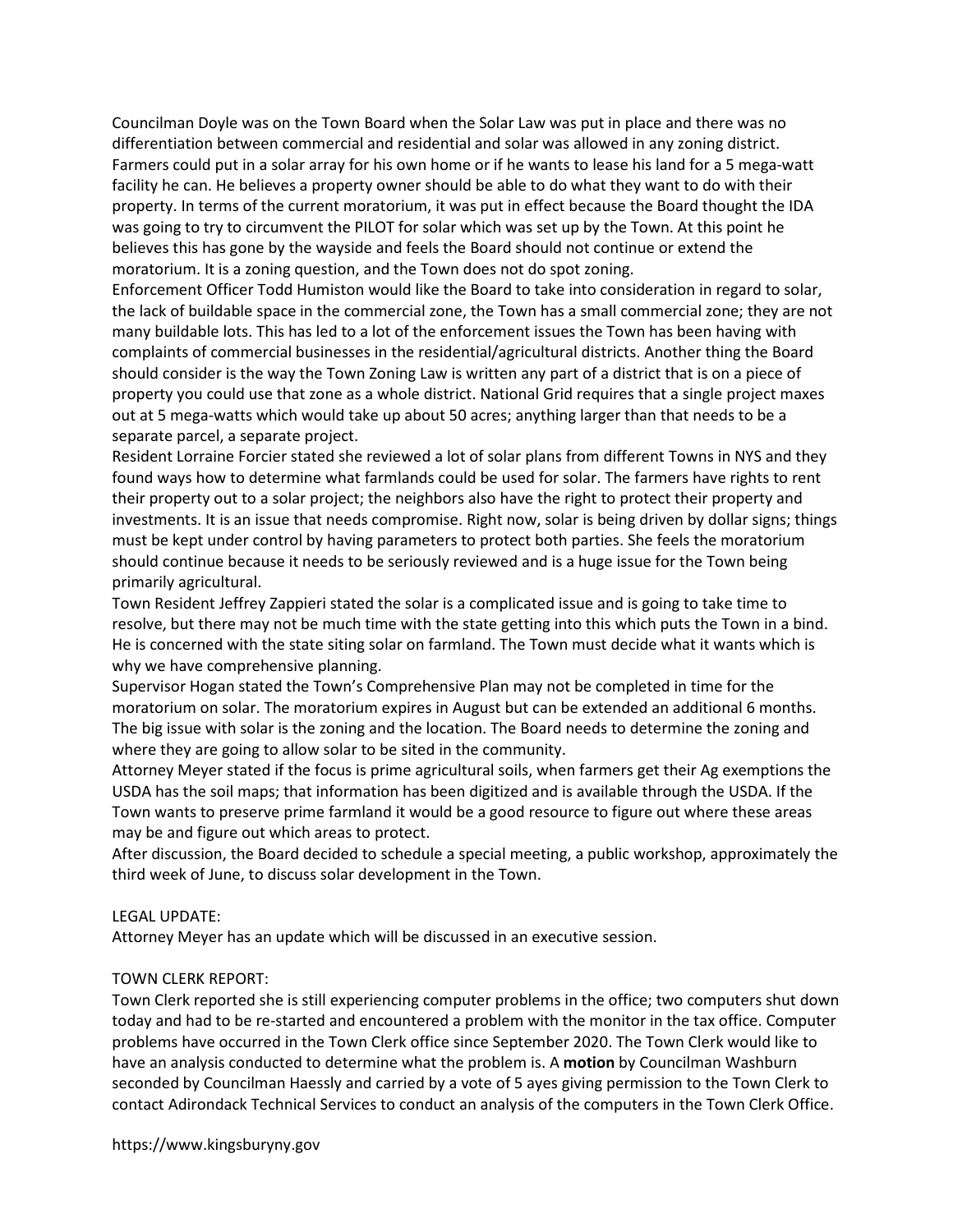Councilman Doyle was on the Town Board when the Solar Law was put in place and there was no differentiation between commercial and residential and solar was allowed in any zoning district. Farmers could put in a solar array for his own home or if he wants to lease his land for a 5 mega-watt facility he can. He believes a property owner should be able to do what they want to do with their property. In terms of the current moratorium, it was put in effect because the Board thought the IDA was going to try to circumvent the PILOT for solar which was set up by the Town. At this point he believes this has gone by the wayside and feels the Board should not continue or extend the moratorium. It is a zoning question, and the Town does not do spot zoning.

Enforcement Officer Todd Humiston would like the Board to take into consideration in regard to solar, the lack of buildable space in the commercial zone, the Town has a small commercial zone; they are not many buildable lots. This has led to a lot of the enforcement issues the Town has been having with complaints of commercial businesses in the residential/agricultural districts. Another thing the Board should consider is the way the Town Zoning Law is written any part of a district that is on a piece of property you could use that zone as a whole district. National Grid requires that a single project maxes out at 5 mega-watts which would take up about 50 acres; anything larger than that needs to be a separate parcel, a separate project.

Resident Lorraine Forcier stated she reviewed a lot of solar plans from different Towns in NYS and they found ways how to determine what farmlands could be used for solar. The farmers have rights to rent their property out to a solar project; the neighbors also have the right to protect their property and investments. It is an issue that needs compromise. Right now, solar is being driven by dollar signs; things must be kept under control by having parameters to protect both parties. She feels the moratorium should continue because it needs to be seriously reviewed and is a huge issue for the Town being primarily agricultural.

Town Resident Jeffrey Zappieri stated the solar is a complicated issue and is going to take time to resolve, but there may not be much time with the state getting into this which puts the Town in a bind. He is concerned with the state siting solar on farmland. The Town must decide what it wants which is why we have comprehensive planning.

Supervisor Hogan stated the Town's Comprehensive Plan may not be completed in time for the moratorium on solar. The moratorium expires in August but can be extended an additional 6 months. The big issue with solar is the zoning and the location. The Board needs to determine the zoning and where they are going to allow solar to be sited in the community.

Attorney Meyer stated if the focus is prime agricultural soils, when farmers get their Ag exemptions the USDA has the soil maps; that information has been digitized and is available through the USDA. If the Town wants to preserve prime farmland it would be a good resource to figure out where these areas may be and figure out which areas to protect.

After discussion, the Board decided to schedule a special meeting, a public workshop, approximately the third week of June, to discuss solar development in the Town.

LEGAL UPDATE:

Attorney Meyer has an update which will be discussed in an executive session.

TOWN CLERK REPORT:

Town Clerk reported she is still experiencing computer problems in the office; two computers shut down today and had to be re-started and encountered a problem with the monitor in the tax office. Computer problems have occurred in the Town Clerk office since September 2020. The Town Clerk would like to have an analysis conducted to determine what the problem is. A **motion** by Councilman Washburn seconded by Councilman Haessly and carried by a vote of 5 ayes giving permission to the Town Clerk to contact Adirondack Technical Services to conduct an analysis of the computers in the Town Clerk Office.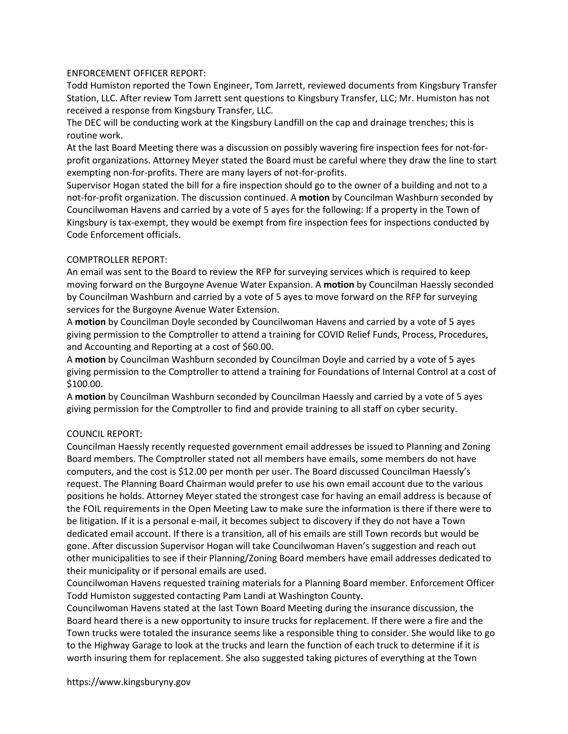ENFORCEMENT OFFICER REPORT:

Todd Humiston reported the Town Engineer, Tom Jarrett, reviewed documents from Kingsbury Transfer Station, LLC. After review Tom Jarrett sent questions to Kingsbury Transfer, LLC; Mr. Humiston has not received a response from Kingsbury Transfer, LLC.

The DEC will be conducting work at the Kingsbury Landfill on the cap and drainage trenches; this is routine work.

At the last Board Meeting there was a discussion on possibly wavering fire inspection fees for not-for-profit organizations. Attorney Meyer stated the Board must be careful where they draw the line to start exempting non-for-profits. There are many layers of not-for-profits.

Supervisor Hogan stated the bill for a fire inspection should go to the owner of a building and not to a not-for-profit organization. The discussion continued. A **motion** by Councilman Washburn seconded by Councilwoman Havens and carried by a vote of 5 ayes for the following: If a property in the Town of Kingsbury is tax-exempt, they would be exempt from fire inspection fees for inspections conducted by Code Enforcement officials.

COMPTROLLER REPORT:

An email was sent to the Board to review the RFP for surveying services which is required to keep moving forward on the Burgoyne Avenue Water Expansion. A **motion** by Councilman Haessly seconded by Councilman Washburn and carried by a vote of 5 ayes to move forward on the RFP for surveying services for the Burgoyne Avenue Water Extension.

A **motion** by Councilman Doyle seconded by Councilwoman Havens and carried by a vote of 5 ayes giving permission to the Comptroller to attend a training for COVID Relief Funds, Process, Procedures, and Accounting and Reporting at a cost of $60.00.

A **motion** by Councilman Washburn seconded by Councilman Doyle and carried by a vote of 5 ayes giving permission to the Comptroller to attend a training for Foundations of Internal Control at a cost of $100.00.

A **motion** by Councilman Washburn seconded by Councilman Haessly and carried by a vote of 5 ayes giving permission for the Comptroller to find and provide training to all staff on cyber security.

COUNCIL REPORT:

Councilman Haessly recently requested government email addresses be issued to Planning and Zoning Board members. The Comptroller stated not all members have emails, some members do not have computers, and the cost is $12.00 per month per user. The Board discussed Councilman Haessly's request. The Planning Board Chairman would prefer to use his own email account due to the various positions he holds. Attorney Meyer stated the strongest case for having an email address is because of the FOIL requirements in the Open Meeting Law to make sure the information is there if there were to be litigation. If it is a personal e-mail, it becomes subject to discovery if they do not have a Town dedicated email account. If there is a transition, all of his emails are still Town records but would be gone. After discussion Supervisor Hogan will take Councilwoman Haven's suggestion and reach out other municipalities to see if their Planning/Zoning Board members have email addresses dedicated to their municipality or if personal emails are used.

Councilwoman Havens requested training materials for a Planning Board member. Enforcement Officer Todd Humiston suggested contacting Pam Landi at Washington County.

Councilwoman Havens stated at the last Town Board Meeting during the insurance discussion, the Board heard there is a new opportunity to insure trucks for replacement. If there were a fire and the Town trucks were totaled the insurance seems like a responsible thing to consider. She would like to go to the Highway Garage to look at the trucks and learn the function of each truck to determine if it is worth insuring them for replacement. She also suggested taking pictures of everything at the Town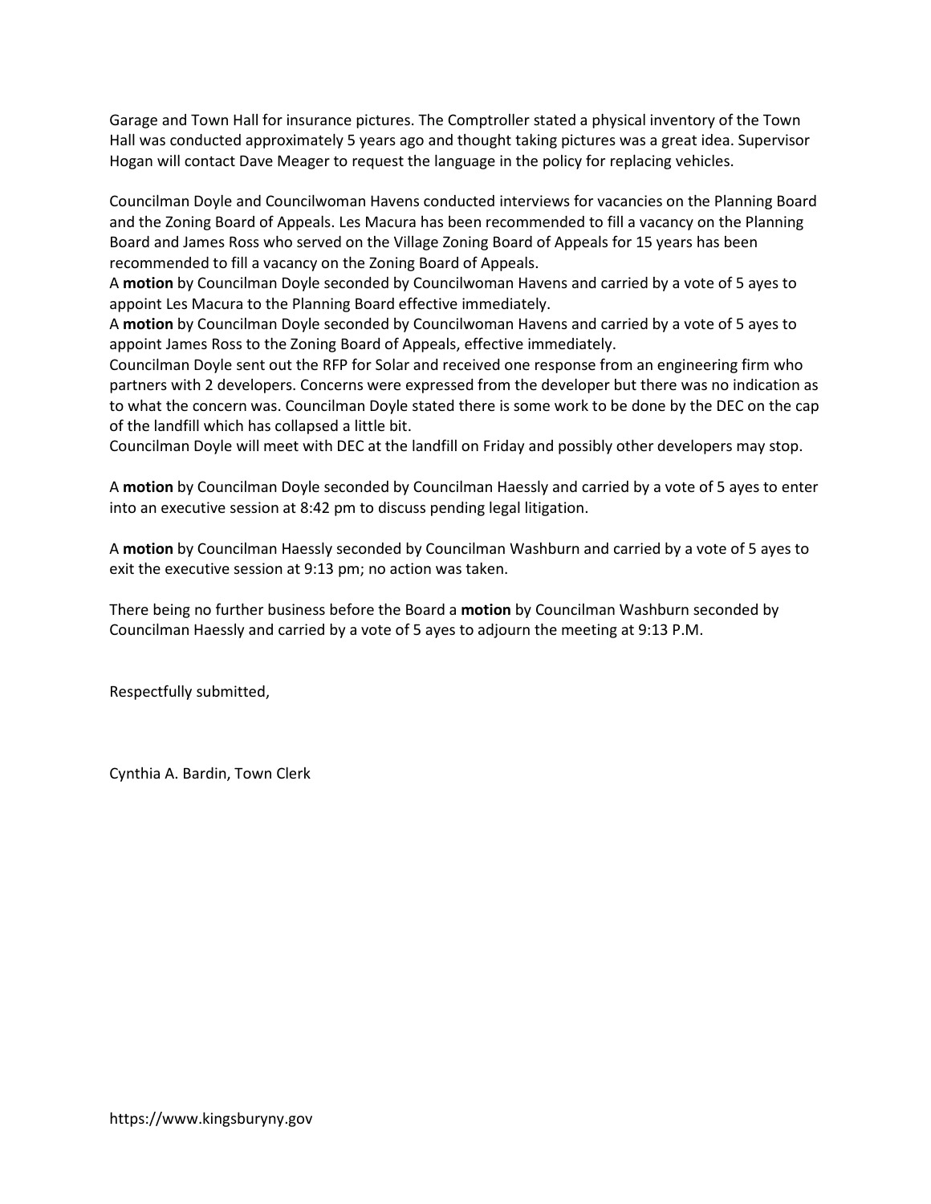Garage and Town Hall for insurance pictures. The Comptroller stated a physical inventory of the Town Hall was conducted approximately 5 years ago and thought taking pictures was a great idea. Supervisor Hogan will contact Dave Meager to request the language in the policy for replacing vehicles.

Councilman Doyle and Councilwoman Havens conducted interviews for vacancies on the Planning Board and the Zoning Board of Appeals. Les Macura has been recommended to fill a vacancy on the Planning Board and James Ross who served on the Village Zoning Board of Appeals for 15 years has been recommended to fill a vacancy on the Zoning Board of Appeals.

A **motion** by Councilman Doyle seconded by Councilwoman Havens and carried by a vote of 5 ayes to appoint Les Macura to the Planning Board effective immediately.

A **motion** by Councilman Doyle seconded by Councilwoman Havens and carried by a vote of 5 ayes to appoint James Ross to the Zoning Board of Appeals, effective immediately.

Councilman Doyle sent out the RFP for Solar and received one response from an engineering firm who partners with 2 developers. Concerns were expressed from the developer but there was no indication as to what the concern was. Councilman Doyle stated there is some work to be done by the DEC on the cap of the landfill which has collapsed a little bit.

Councilman Doyle will meet with DEC at the landfill on Friday and possibly other developers may stop.

A **motion** by Councilman Doyle seconded by Councilman Haessly and carried by a vote of 5 ayes to enter into an executive session at 8:42 pm to discuss pending legal litigation.

A **motion** by Councilman Haessly seconded by Councilman Washburn and carried by a vote of 5 ayes to exit the executive session at 9:13 pm; no action was taken.

There being no further business before the Board a **motion** by Councilman Washburn seconded by Councilman Haessly and carried by a vote of 5 ayes to adjourn the meeting at 9:13 P.M.

Respectfully submitted,

Cynthia A. Bardin, Town Clerk

https://www.kingsburyny.gov